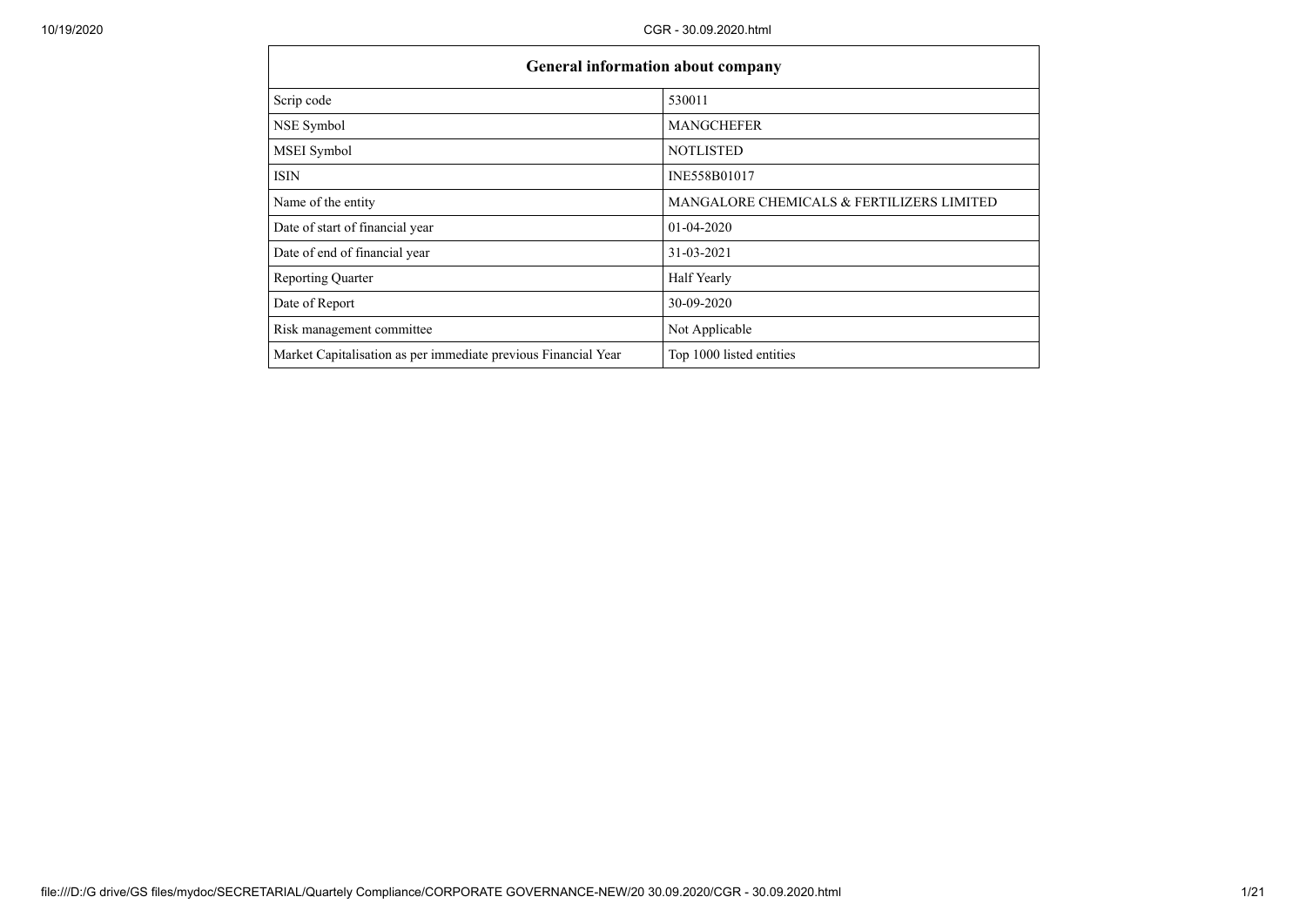| General information about company | |
|---|---|
| Scrip code | 530011 |
| NSE Symbol | MANGCHEFER |
| MSEI Symbol | NOTLISTED |
| ISIN | INE558B01017 |
| Name of the entity | MANGALORE CHEMICALS & FERTILIZERS LIMITED |
| Date of start of financial year | 01-04-2020 |
| Date of end of financial year | 31-03-2021 |
| Reporting Quarter | Half Yearly |
| Date of Report | 30-09-2020 |
| Risk management committee | Not Applicable |
| Market Capitalisation as per immediate previous Financial Year | Top 1000 listed entities |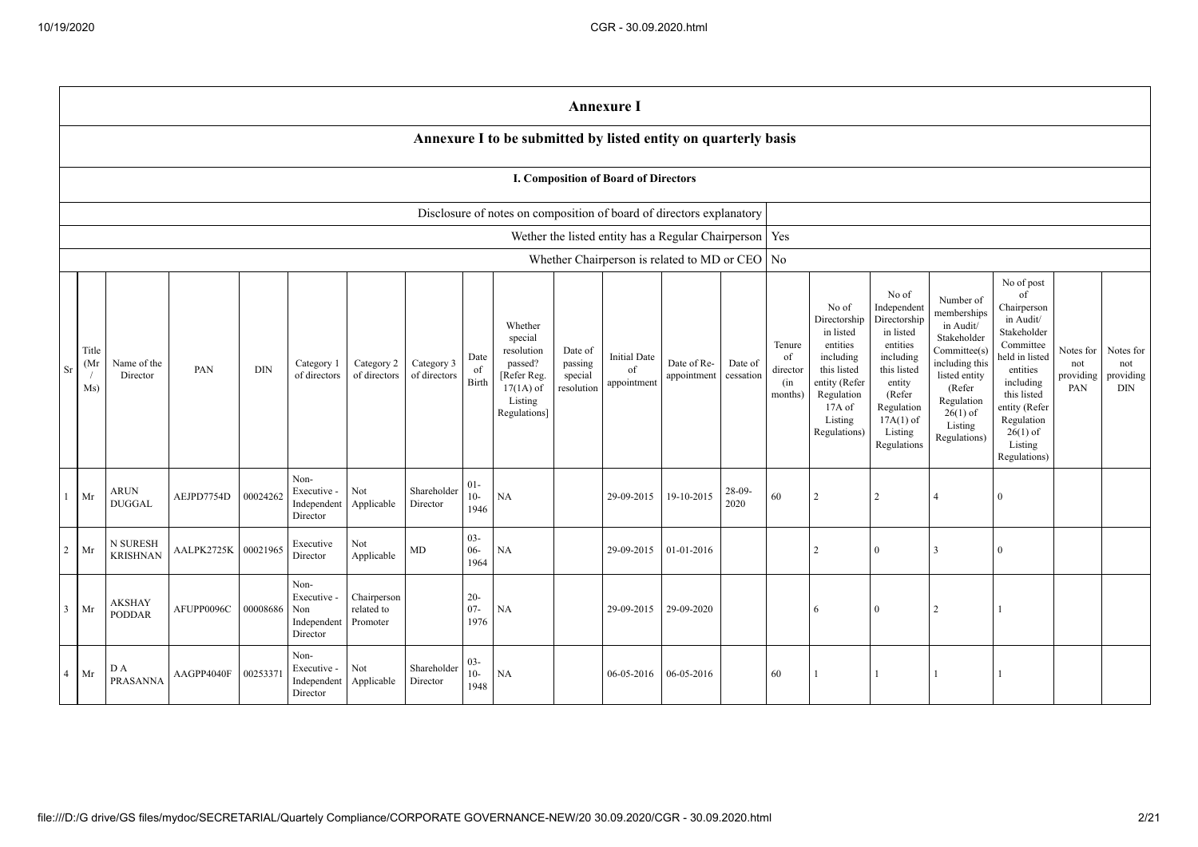## Annexure I

### Annexure I to be submitted by listed entity on quarterly basis

#### I. Composition of Board of Directors

| | |
|---|---|
| Disclosure of notes on composition of board of directors explanatory | |
| Wether the listed entity has a Regular Chairperson | Yes |
| Whether Chairperson is related to MD or CEO | No |

| Sr | Title (Mr / Ms) | Name of the Director | PAN | DIN | Category 1 of directors | Category 2 of directors | Category 3 of directors | Date of Birth | Whether special resolution passed? [Refer Reg. 17(1A) of Listing Regulations] | Date of passing special resolution | Initial Date of appointment | Date of Re-appointment | Date of cessation | Tenure of director (in months) | No of Directorship in listed entities including this listed entity (Refer Regulation 17A of Listing Regulations) | No of Independent Directorship in listed entities including this listed entity (Refer Regulation 17A(1) of Listing Regulations | Number of memberships in Audit/ Stakeholder Committee(s) including this listed entity (Refer Regulation 26(1) of Listing Regulations) | No of post of Chairperson in Audit/ Stakeholder Committee held in listed entities including this listed entity (Refer Regulation 26(1) of Listing Regulations) | Notes for not providing PAN | Notes for not providing DIN |
|---|---|---|---|---|---|---|---|---|---|---|---|---|---|---|---|---|---|---|---|---|
| 1 | Mr | ARUN DUGGAL | AEJPD7754D | 00024262 | Non-Executive - Independent Director | Not Applicable | Shareholder Director | 01-10-1946 | NA | | 29-09-2015 | 19-10-2015 | 28-09-2020 | 60 | 2 | 2 | 4 | 0 | | |
| 2 | Mr | N SURESH KRISHNAN | AALPK2725K | 00021965 | Executive Director | Not Applicable | MD | 03-06-1964 | NA | | 29-09-2015 | 01-01-2016 | | | 2 | 0 | 3 | 0 | | |
| 3 | Mr | AKSHAY PODDAR | AFUPP0096C | 00008686 | Non-Executive - Non Independent Director | Chairperson related to Promoter | | 20-07-1976 | NA | | 29-09-2015 | 29-09-2020 | | | 6 | 0 | 2 | 1 | | |
| 4 | Mr | D A PRASANNA | AAGPP4040F | 00253371 | Non-Executive - Independent Director | Not Applicable | Shareholder Director | 03-10-1948 | NA | | 06-05-2016 | 06-05-2016 | | 60 | 1 | 1 | 1 | 1 | | |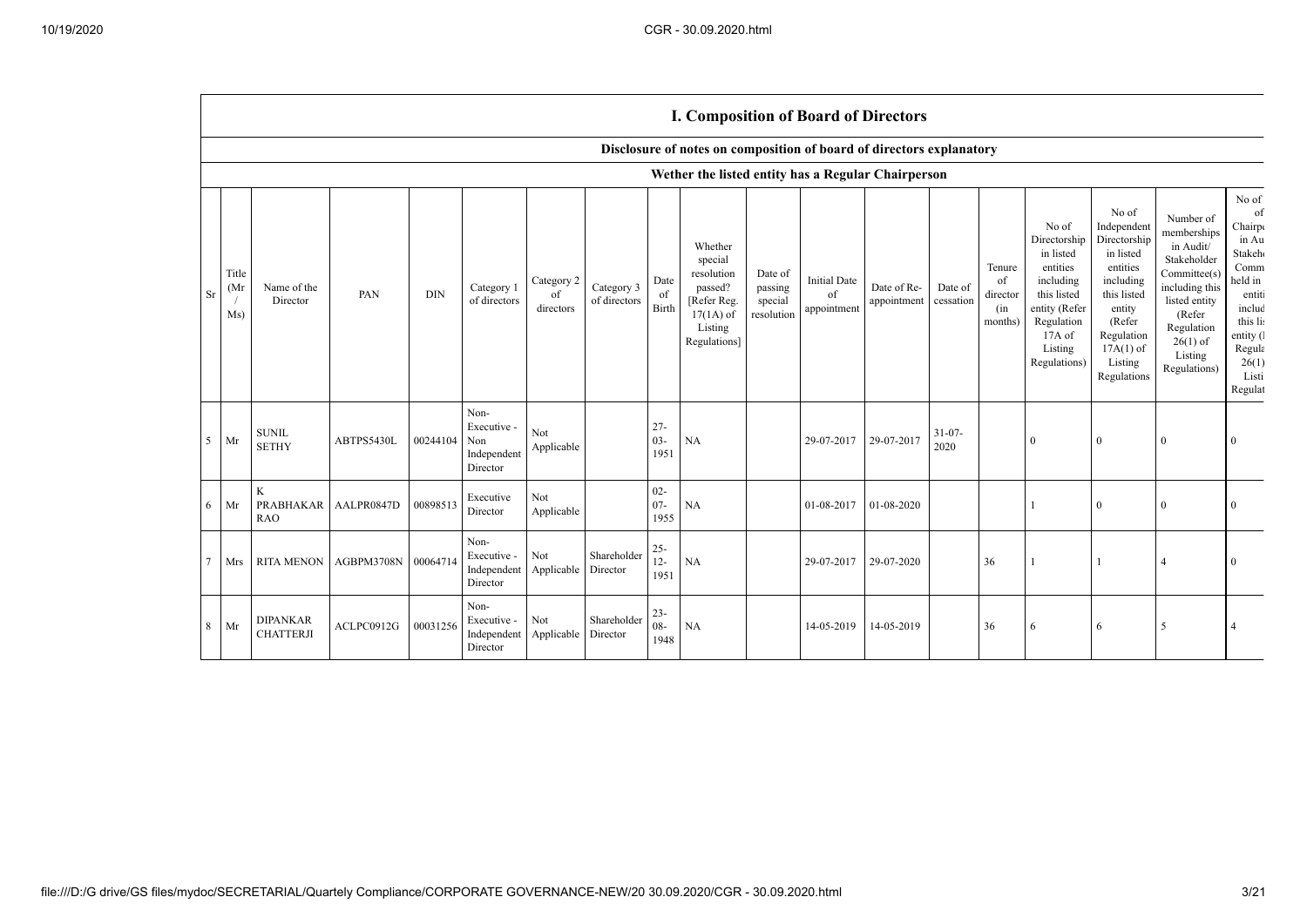# I. Composition of Board of Directors

## Disclosure of notes on composition of board of directors explanatory

### Wether the listed entity has a Regular Chairperson

| Sr | Title (Mr / Ms) | Name of the Director | PAN | DIN | Category 1 of directors | Category 2 of directors | Category 3 of directors | Date of Birth | Whether special resolution passed? [Refer Reg. 17(1A) of Listing Regulations] | Date of passing special resolution | Initial Date of appointment | Date of Re-appointment | Date of cessation | Tenure of director (in months) | No of Directorship in listed entities including this listed entity (Refer Regulation 17A of Listing Regulations) | No of Independent Directorship in listed entities including this listed entity (Refer Regulation 17A(1) of Listing Regulations | Number of memberships in Audit/ Stakeholder Committee(s) including this listed entity (Refer Regulation 26(1) of Listing Regulations) | No of of Chairp in Au Stakeh Comm held in entiti includ this lis entity (l Regula 26(1) Listi Regulat |
|---|---|---|---|---|---|---|---|---|---|---|---|---|---|---|---|---|---|---|
| 5 | Mr | SUNIL SETHY | ABTPS5430L | 00244104 | Non-Executive - Non Independent Director | Not Applicable | | 27-03-1951 | NA | | 29-07-2017 | 29-07-2017 | 31-07-2020 | | 0 | 0 | 0 | 0 |
| 6 | Mr | K PRABHAKAR RAO | AALPR0847D | 00898513 | Executive Director | Not Applicable | | 02-07-1955 | NA | | 01-08-2017 | 01-08-2020 | | | 1 | 0 | 0 | 0 |
| 7 | Mrs | RITA MENON | AGBPM3708N | 00064714 | Non-Executive - Independent Director | Not Applicable | Shareholder Director | 25-12-1951 | NA | | 29-07-2017 | 29-07-2020 | | 36 | 1 | 1 | 4 | 0 |
| 8 | Mr | DIPANKAR CHATTERJI | ACLPC0912G | 00031256 | Non-Executive - Independent Director | Not Applicable | Shareholder Director | 23-08-1948 | NA | | 14-05-2019 | 14-05-2019 | | 36 | 6 | 6 | 5 | 4 |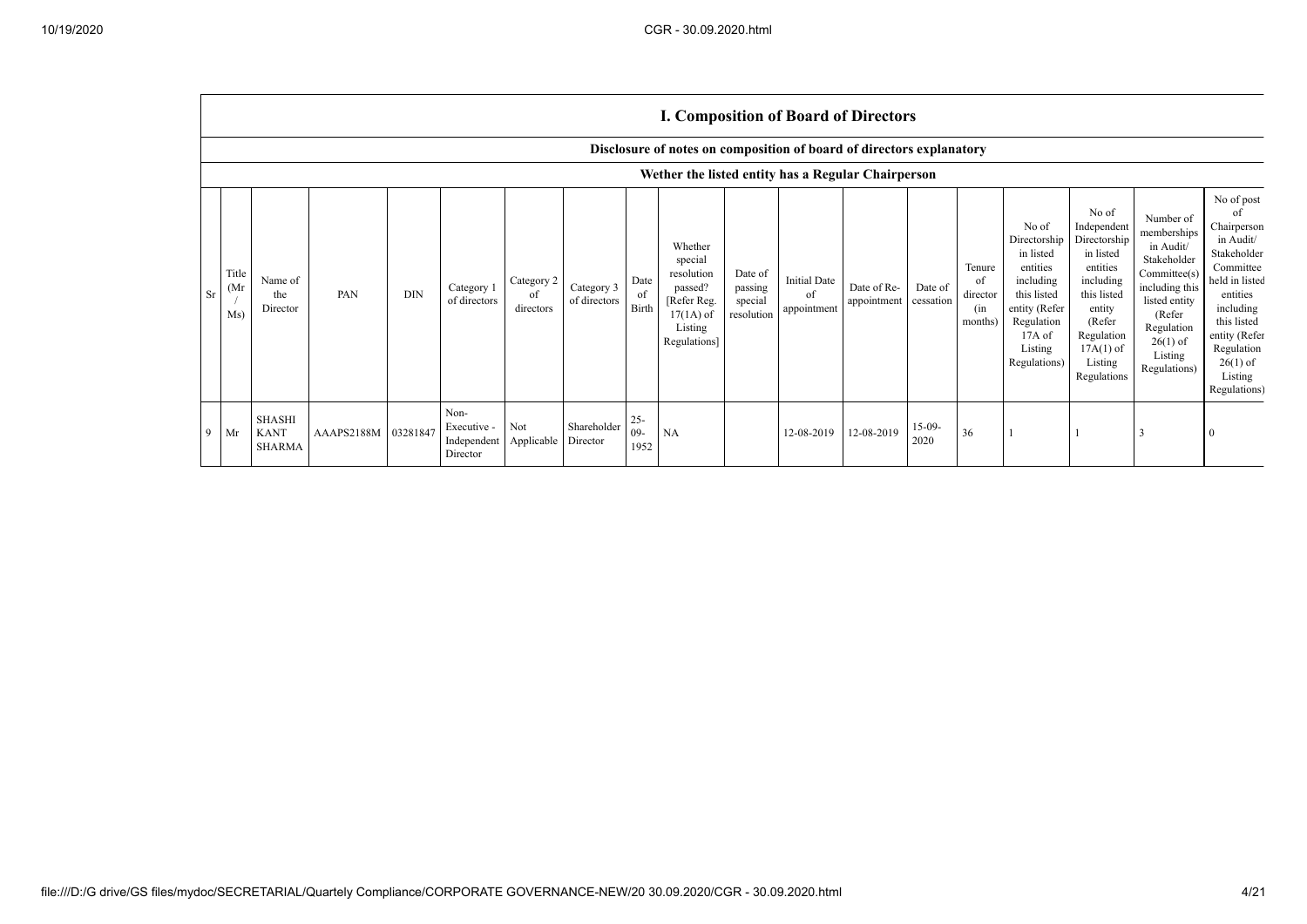## I. Composition of Board of Directors

### Disclosure of notes on composition of board of directors explanatory

### Wether the listed entity has a Regular Chairperson

| Sr | Title (Mr / Ms) | Name of the Director | PAN | DIN | Category 1 of directors | Category 2 of directors | Category 3 of directors | Date of Birth | Whether special resolution passed? [Refer Reg. 17(1A) of Listing Regulations] | Date of passing special resolution | Initial Date of appointment | Date of Re-appointment | Date of cessation | Tenure of director (in months) | No of Directorship in listed entities including this listed entity (Refer Regulation 17A of Listing Regulations) | No of Independent Directorship in listed entities including this listed entity (Refer Regulation 17A(1) of Listing Regulations | Number of memberships in Audit/ Stakeholder Committee(s) including this listed entity (Refer Regulation 26(1) of Listing Regulations) | No of post of Chairperson in Audit/ Stakeholder Committee held in listed entities including this listed entity (Refer Regulation 26(1) of Listing Regulations) |
|---|---|---|---|---|---|---|---|---|---|---|---|---|---|---|---|---|---|---|
| 9 | Mr | SHASHI KANT SHARMA | AAAPS2188M | 03281847 | Non-Executive - Independent Director | Not Applicable | Shareholder Director | 25-09-1952 | NA | | 12-08-2019 | 12-08-2019 | 15-09-2020 | 36 | 1 | 1 | 3 | 0 |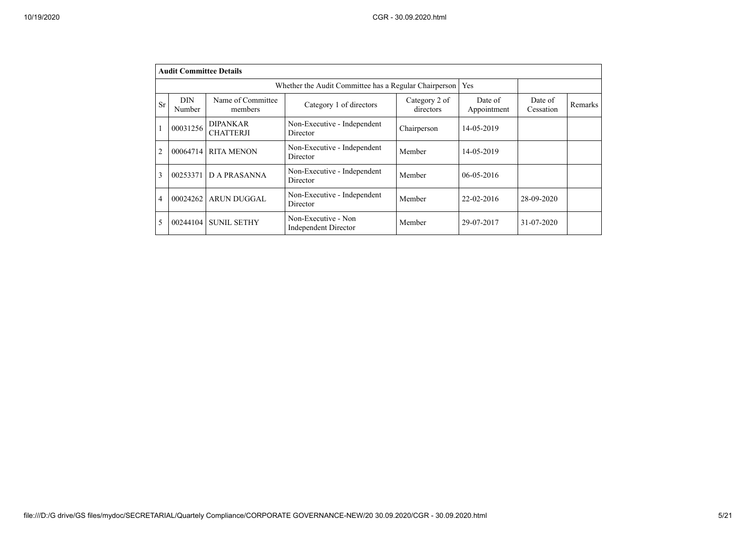| **Audit Committee Details** | | | | | | | |
|---|---|---|---|---|---|---|---|
| Whether the Audit Committee has a Regular Chairperson | | | | | Yes | | |
| Sr | DIN Number | Name of Committee members | Category 1 of directors | Category 2 of directors | Date of Appointment | Date of Cessation | Remarks |
| 1 | 00031256 | DIPANKAR CHATTERJI | Non-Executive - Independent Director | Chairperson | 14-05-2019 | | |
| 2 | 00064714 | RITA MENON | Non-Executive - Independent Director | Member | 14-05-2019 | | |
| 3 | 00253371 | D A PRASANNA | Non-Executive - Independent Director | Member | 06-05-2016 | | |
| 4 | 00024262 | ARUN DUGGAL | Non-Executive - Independent Director | Member | 22-02-2016 | 28-09-2020 | |
| 5 | 00244104 | SUNIL SETHY | Non-Executive - Non Independent Director | Member | 29-07-2017 | 31-07-2020 | |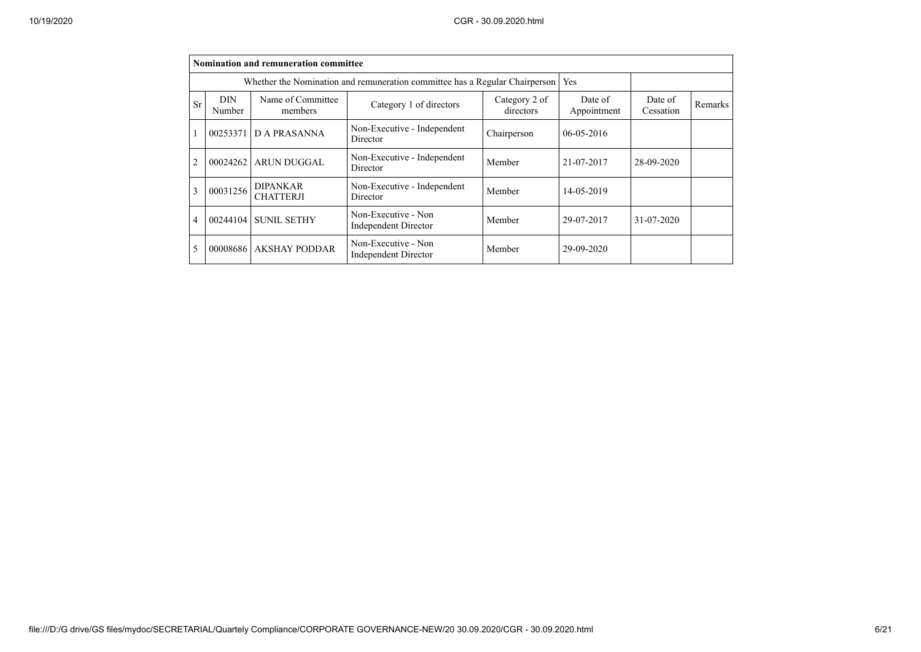| Nomination and remuneration committee | | | | | | | |
|---|---|---|---|---|---|---|---|
| Whether the Nomination and remuneration committee has a Regular Chairperson | | | | | Yes | | |
| Sr | DIN Number | Name of Committee members | Category 1 of directors | Category 2 of directors | Date of Appointment | Date of Cessation | Remarks |
| 1 | 00253371 | D A PRASANNA | Non-Executive - Independent Director | Chairperson | 06-05-2016 | | |
| 2 | 00024262 | ARUN DUGGAL | Non-Executive - Independent Director | Member | 21-07-2017 | 28-09-2020 | |
| 3 | 00031256 | DIPANKAR CHATTERJI | Non-Executive - Independent Director | Member | 14-05-2019 | | |
| 4 | 00244104 | SUNIL SETHY | Non-Executive - Non Independent Director | Member | 29-07-2017 | 31-07-2020 | |
| 5 | 00008686 | AKSHAY PODDAR | Non-Executive - Non Independent Director | Member | 29-09-2020 | | |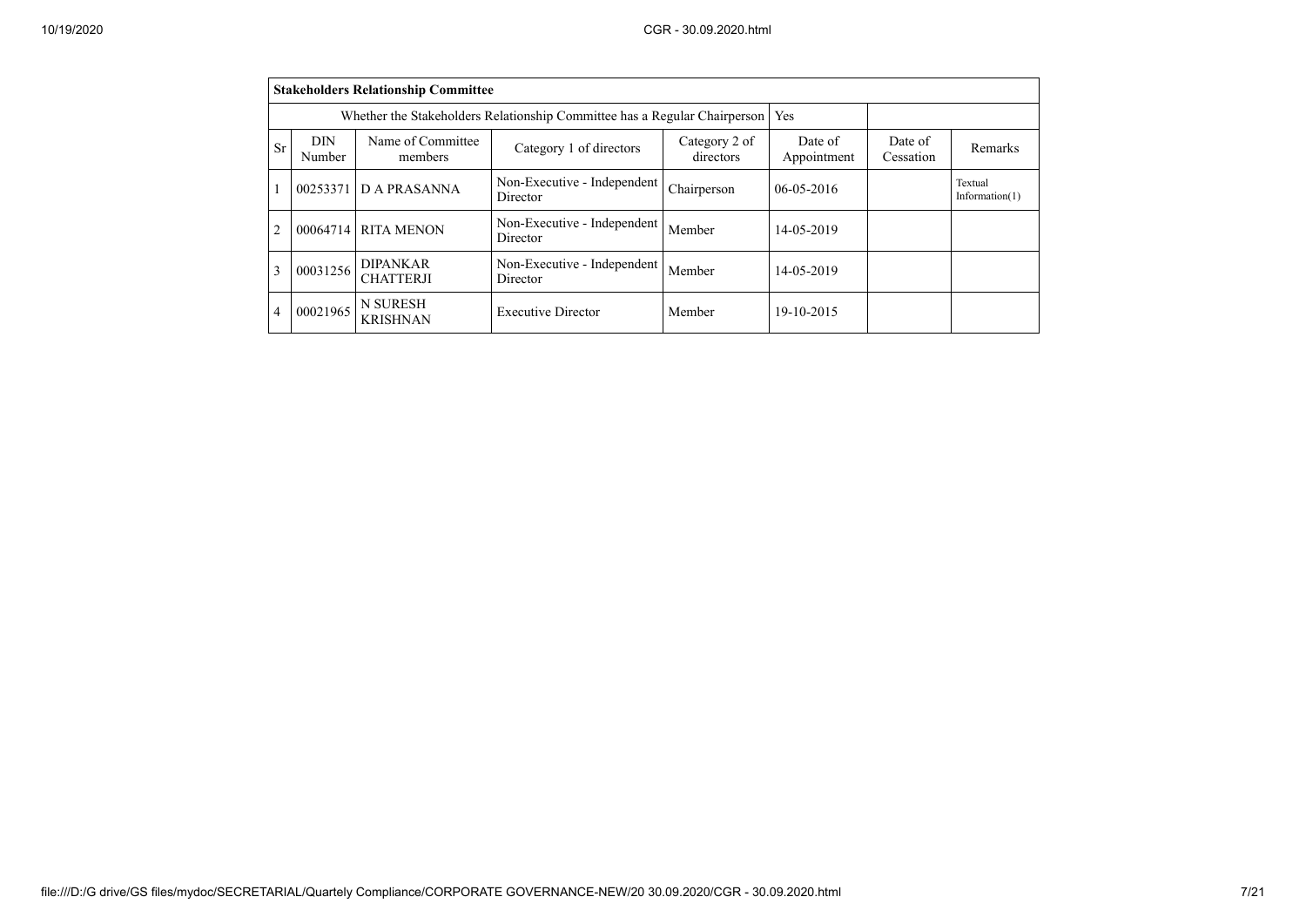| **Stakeholders Relationship Committee** | | | | | | | |
|---|---|---|---|---|---|---|---|
| Whether the Stakeholders Relationship Committee has a Regular Chairperson | | | | | Yes | | |
| Sr | DIN Number | Name of Committee members | Category 1 of directors | Category 2 of directors | Date of Appointment | Date of Cessation | Remarks |
| 1 | 00253371 | D A PRASANNA | Non-Executive - Independent Director | Chairperson | 06-05-2016 | | Textual Information(1) |
| 2 | 00064714 | RITA MENON | Non-Executive - Independent Director | Member | 14-05-2019 | | |
| 3 | 00031256 | DIPANKAR CHATTERJI | Non-Executive - Independent Director | Member | 14-05-2019 | | |
| 4 | 00021965 | N SURESH KRISHNAN | Executive Director | Member | 19-10-2015 | | |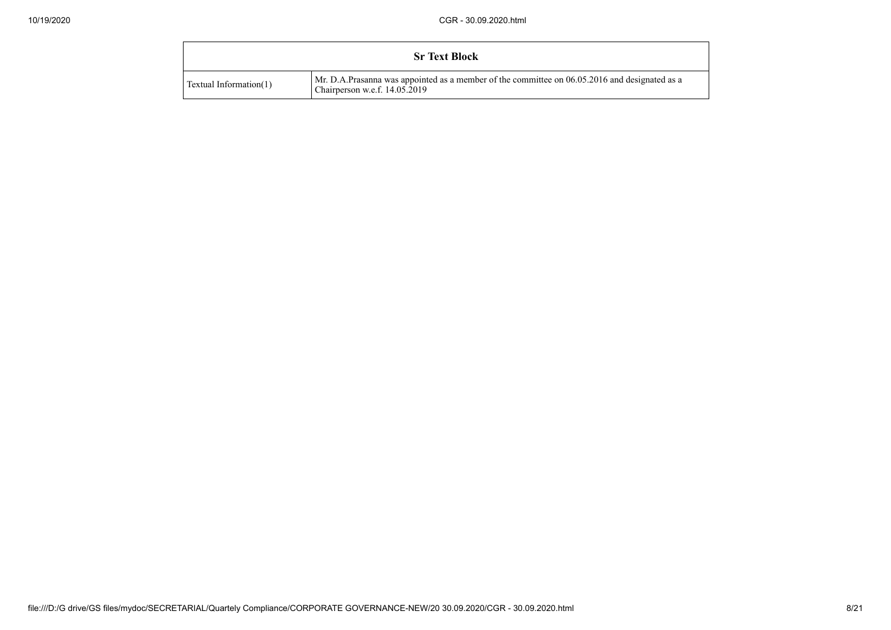| Sr Text Block | |
|---|---|
| Textual Information(1) | Mr. D.A.Prasanna was appointed as a member of the committee on 06.05.2016 and designated as a Chairperson w.e.f. 14.05.2019 |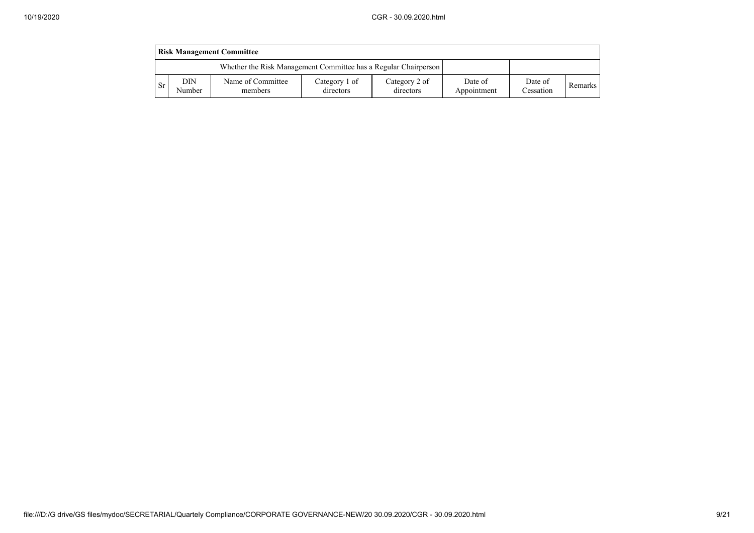| **Risk Management Committee** | | | | | | | |
|---|---|---|---|---|---|---|---|
| Whether the Risk Management Committee has a Regular Chairperson | | | | | | | |
| Sr | DIN Number | Name of Committee members | Category 1 of directors | Category 2 of directors | Date of Appointment | Date of Cessation | Remarks |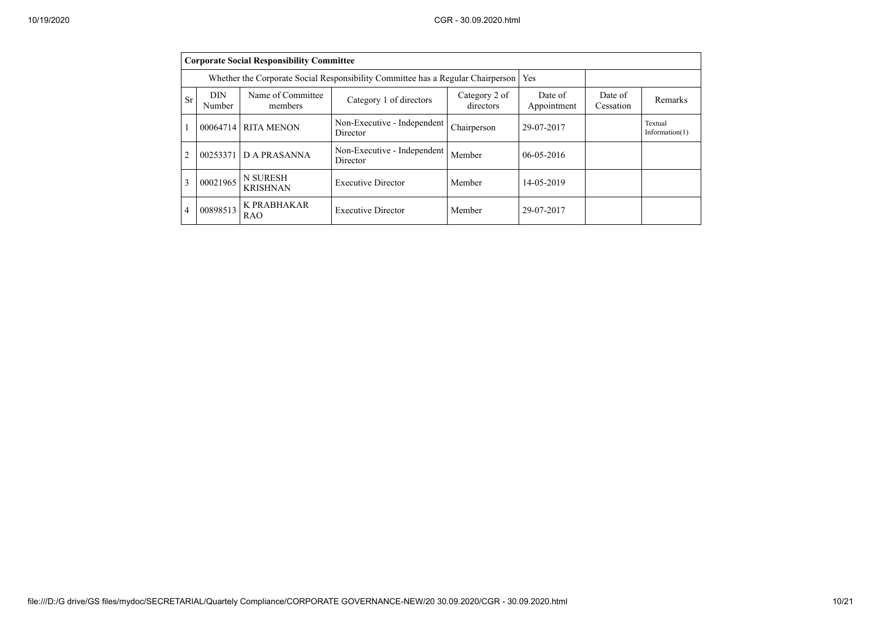| Corporate Social Responsibility Committee | | | | | | | |
|---|---|---|---|---|---|---|---|
| Whether the Corporate Social Responsibility Committee has a Regular Chairperson | | | | | Yes | | |
| Sr | DIN Number | Name of Committee members | Category 1 of directors | Category 2 of directors | Date of Appointment | Date of Cessation | Remarks |
| 1 | 00064714 | RITA MENON | Non-Executive - Independent Director | Chairperson | 29-07-2017 | | Textual Information(1) |
| 2 | 00253371 | D A PRASANNA | Non-Executive - Independent Director | Member | 06-05-2016 | | |
| 3 | 00021965 | N SURESH KRISHNAN | Executive Director | Member | 14-05-2019 | | |
| 4 | 00898513 | K PRABHAKAR RAO | Executive Director | Member | 29-07-2017 | | |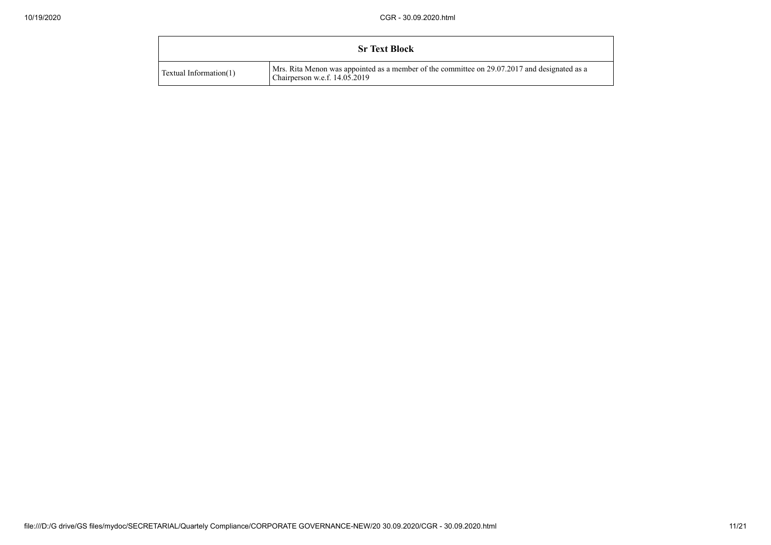| Sr Text Block | |
|---|---|
| Textual Information(1) | Mrs. Rita Menon was appointed as a member of the committee on 29.07.2017 and designated as a Chairperson w.e.f. 14.05.2019 |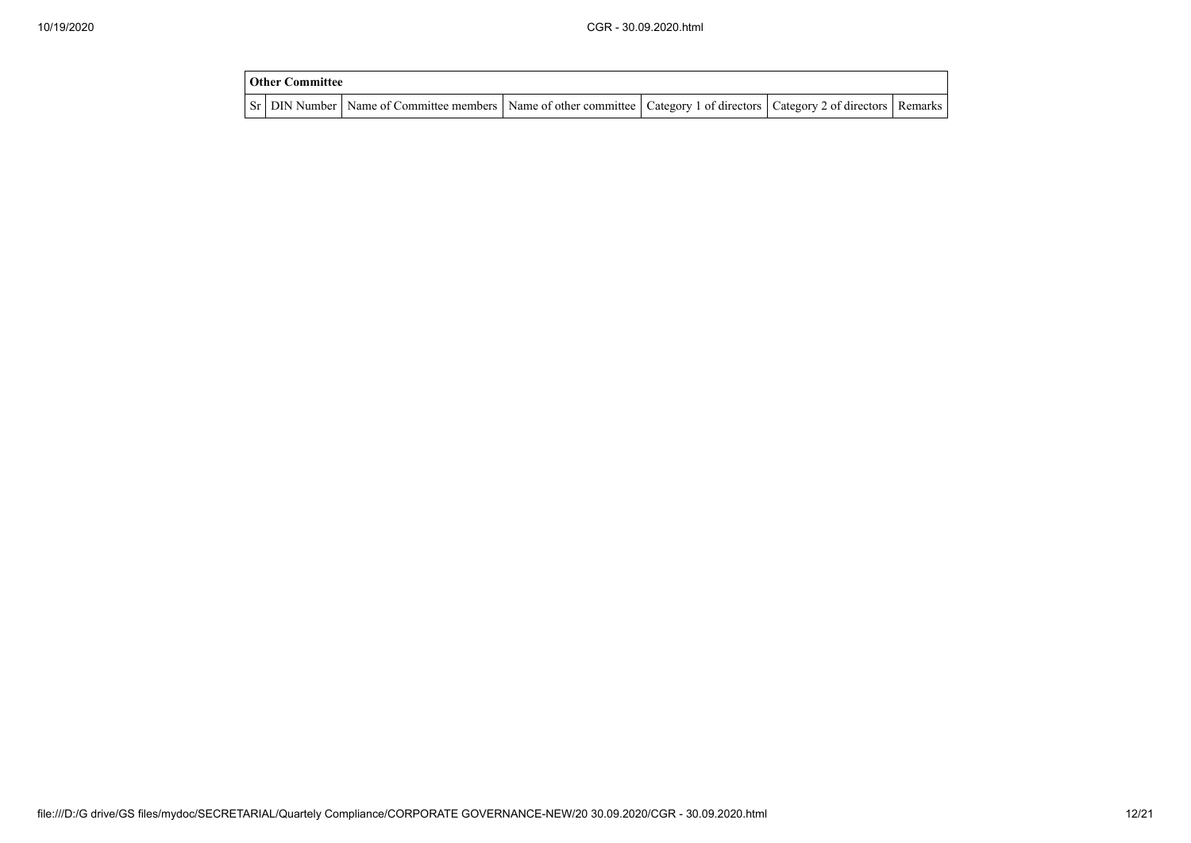| Other Committee | | | | | | |
|---|---|---|---|---|---|---|
| Sr | DIN Number | Name of Committee members | Name of other committee | Category 1 of directors | Category 2 of directors | Remarks |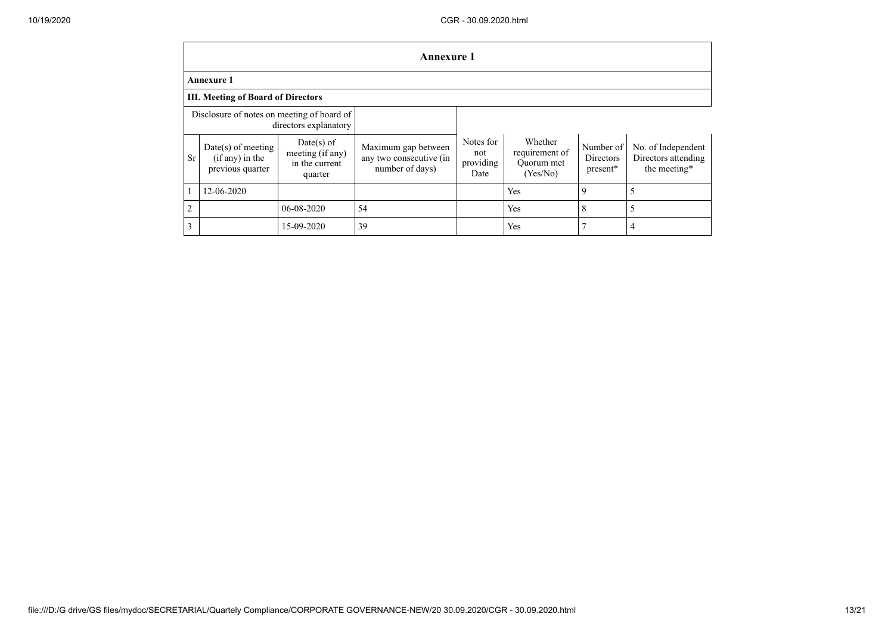## Annexure 1

### Annexure 1

### III. Meeting of Board of Directors

| Disclosure of notes on meeting of board of directors explanatory | | | | | | | |
|---|---|---|---|---|---|---|---|
| Sr | Date(s) of meeting (if any) in the previous quarter | Date(s) of meeting (if any) in the current quarter | Maximum gap between any two consecutive (in number of days) | Notes for not providing Date | Whether requirement of Quorum met (Yes/No) | Number of Directors present* | No. of Independent Directors attending the meeting* |
| 1 | 12-06-2020 | | | | Yes | 9 | 5 |
| 2 | | 06-08-2020 | 54 | | Yes | 8 | 5 |
| 3 | | 15-09-2020 | 39 | | Yes | 7 | 4 |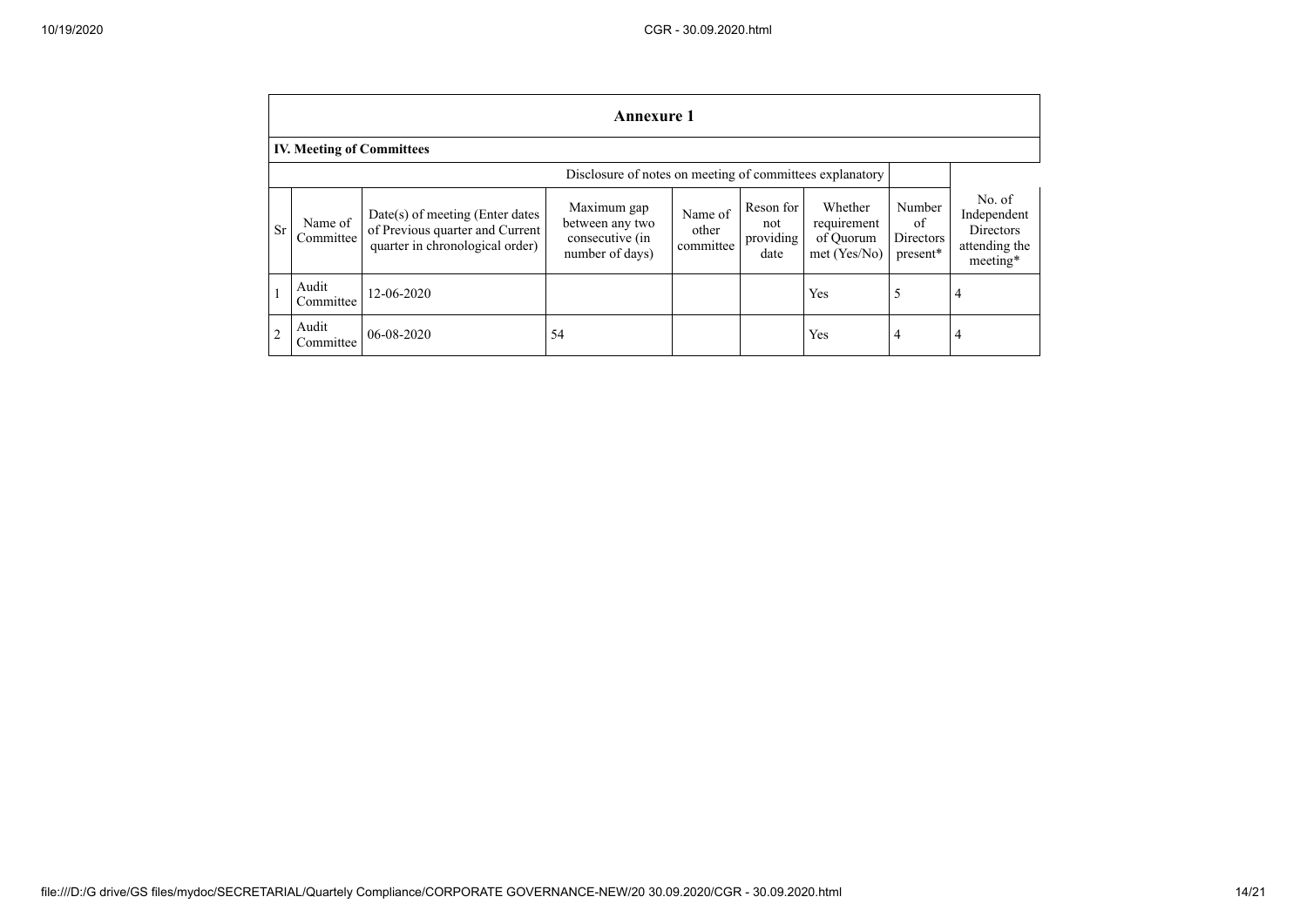## Annexure 1

### IV. Meeting of Committees

| | | | Disclosure of notes on meeting of committees explanatory | | | | | |
|---|---|---|---|---|---|---|---|---|
| Sr | Name of Committee | Date(s) of meeting (Enter dates of Previous quarter and Current quarter in chronological order) | Maximum gap between any two consecutive (in number of days) | Name of other committee | Reson for not providing date | Whether requirement of Quorum met (Yes/No) | Number of Directors present* | No. of Independent Directors attending the meeting* |
| 1 | Audit Committee | 12-06-2020 | | | | Yes | 5 | 4 |
| 2 | Audit Committee | 06-08-2020 | 54 | | | Yes | 4 | 4 |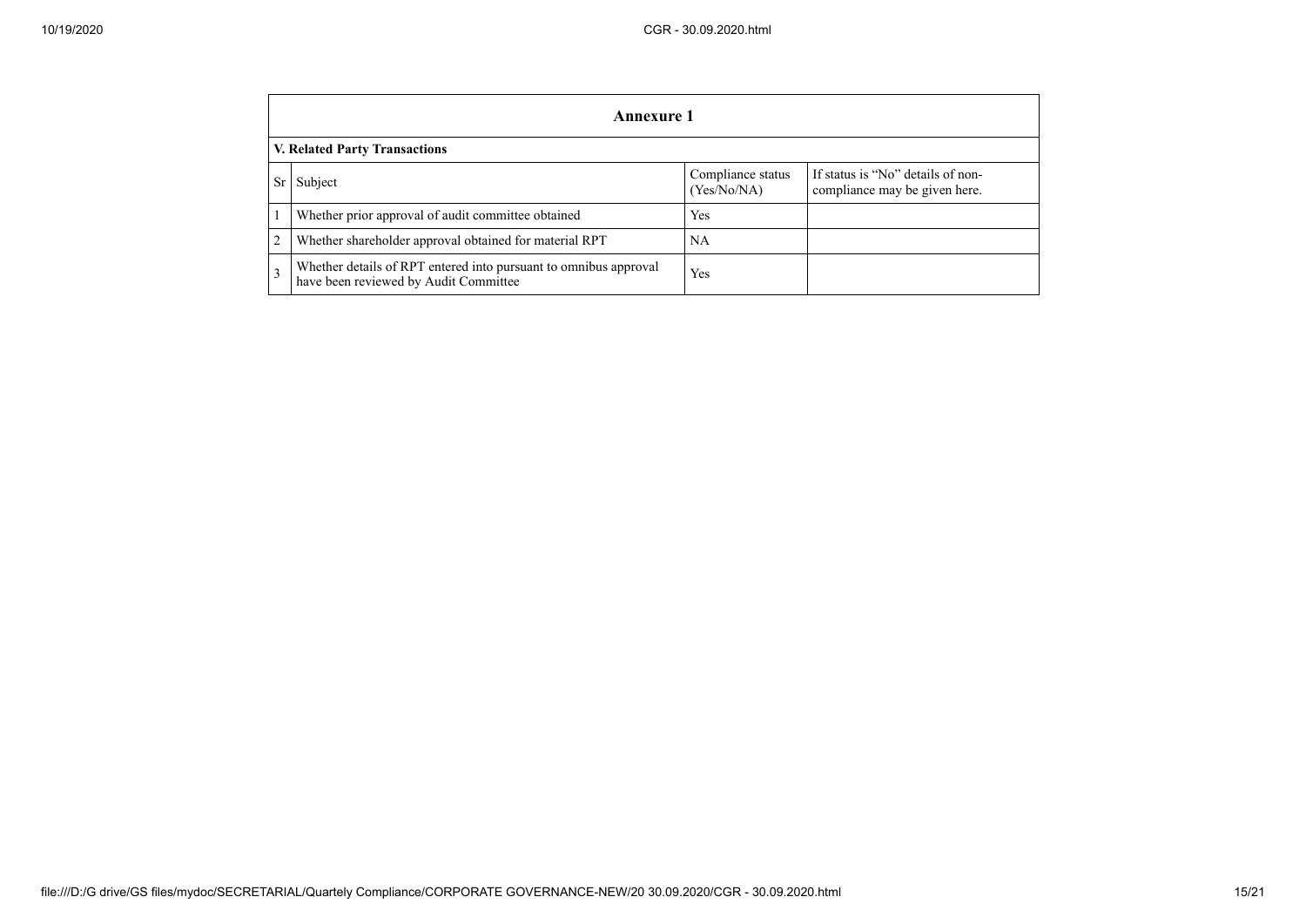## Annexure 1

### V. Related Party Transactions

| Sr | Subject | Compliance status (Yes/No/NA) | If status is "No" details of non-compliance may be given here. |
|---|---|---|---|
| 1 | Whether prior approval of audit committee obtained | Yes | |
| 2 | Whether shareholder approval obtained for material RPT | NA | |
| 3 | Whether details of RPT entered into pursuant to omnibus approval have been reviewed by Audit Committee | Yes | |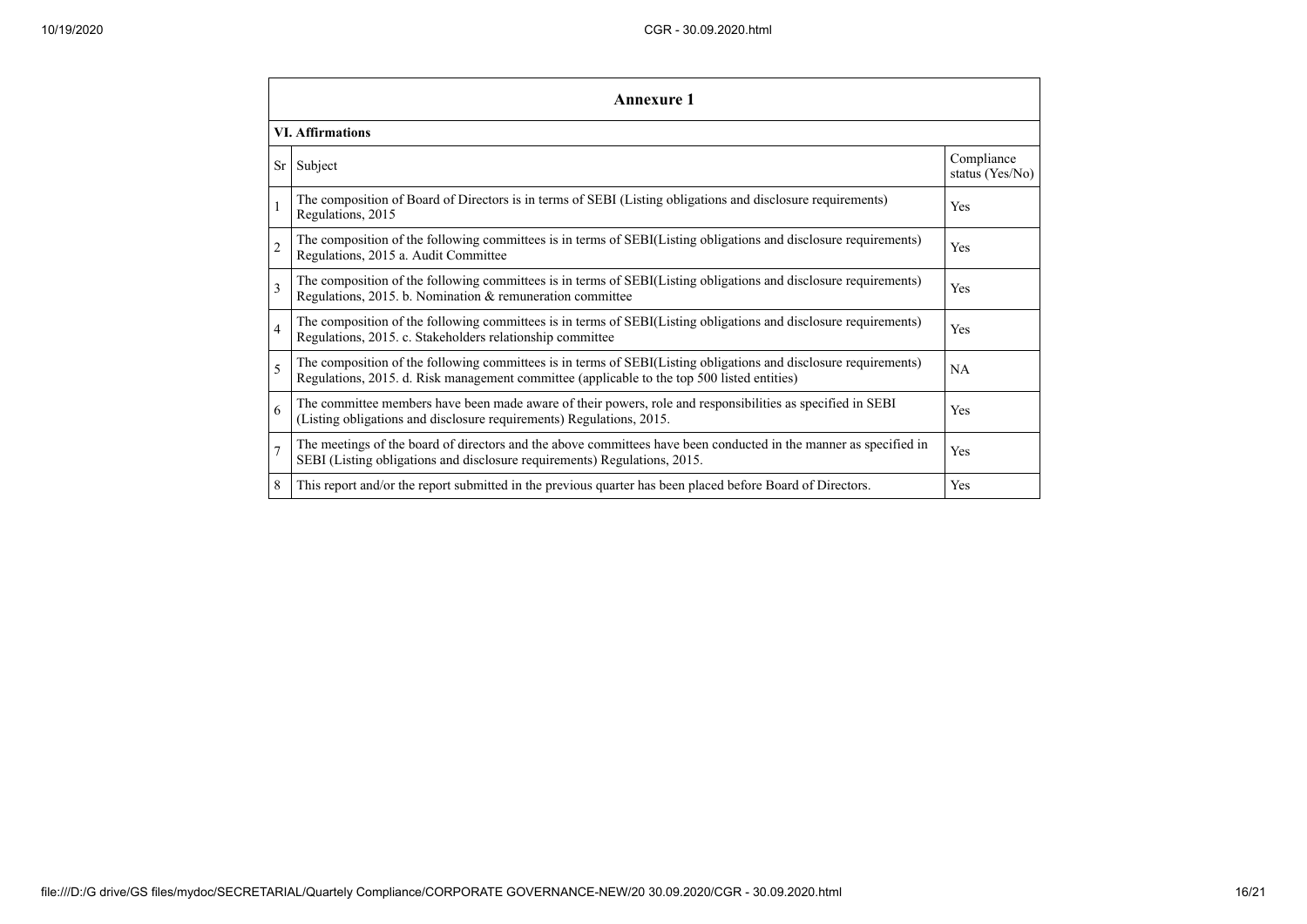## Annexure 1

### VI. Affirmations

| Sr | Subject | Compliance status (Yes/No) |
|---|---|---|
| 1 | The composition of Board of Directors is in terms of SEBI (Listing obligations and disclosure requirements) Regulations, 2015 | Yes |
| 2 | The composition of the following committees is in terms of SEBI(Listing obligations and disclosure requirements) Regulations, 2015 a. Audit Committee | Yes |
| 3 | The composition of the following committees is in terms of SEBI(Listing obligations and disclosure requirements) Regulations, 2015. b. Nomination & remuneration committee | Yes |
| 4 | The composition of the following committees is in terms of SEBI(Listing obligations and disclosure requirements) Regulations, 2015. c. Stakeholders relationship committee | Yes |
| 5 | The composition of the following committees is in terms of SEBI(Listing obligations and disclosure requirements) Regulations, 2015. d. Risk management committee (applicable to the top 500 listed entities) | NA |
| 6 | The committee members have been made aware of their powers, role and responsibilities as specified in SEBI (Listing obligations and disclosure requirements) Regulations, 2015. | Yes |
| 7 | The meetings of the board of directors and the above committees have been conducted in the manner as specified in SEBI (Listing obligations and disclosure requirements) Regulations, 2015. | Yes |
| 8 | This report and/or the report submitted in the previous quarter has been placed before Board of Directors. | Yes |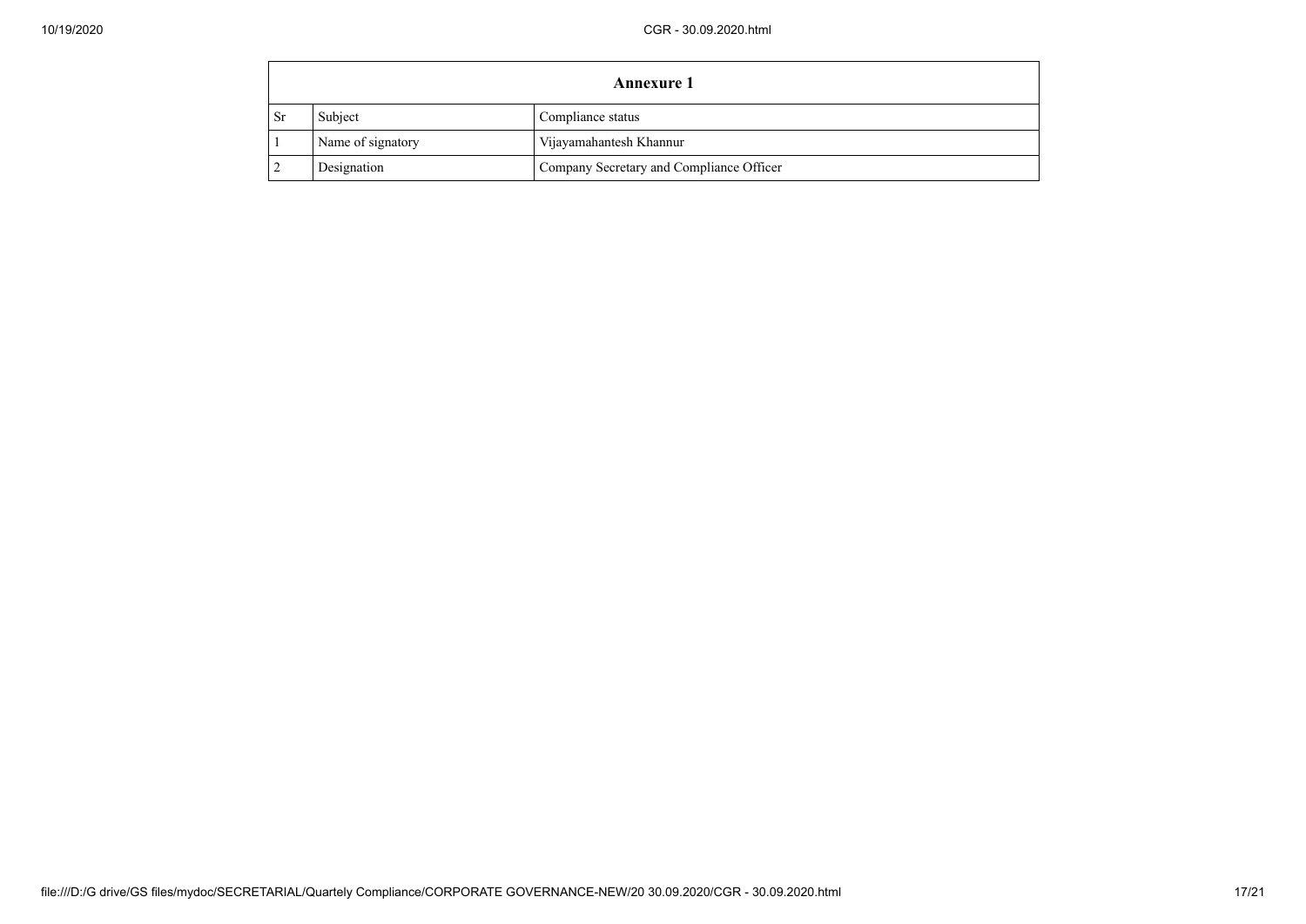| Annexure 1 | | |
|---|---|---|
| Sr | Subject | Compliance status |
| 1 | Name of signatory | Vijayamahantesh Khannur |
| 2 | Designation | Company Secretary and Compliance Officer |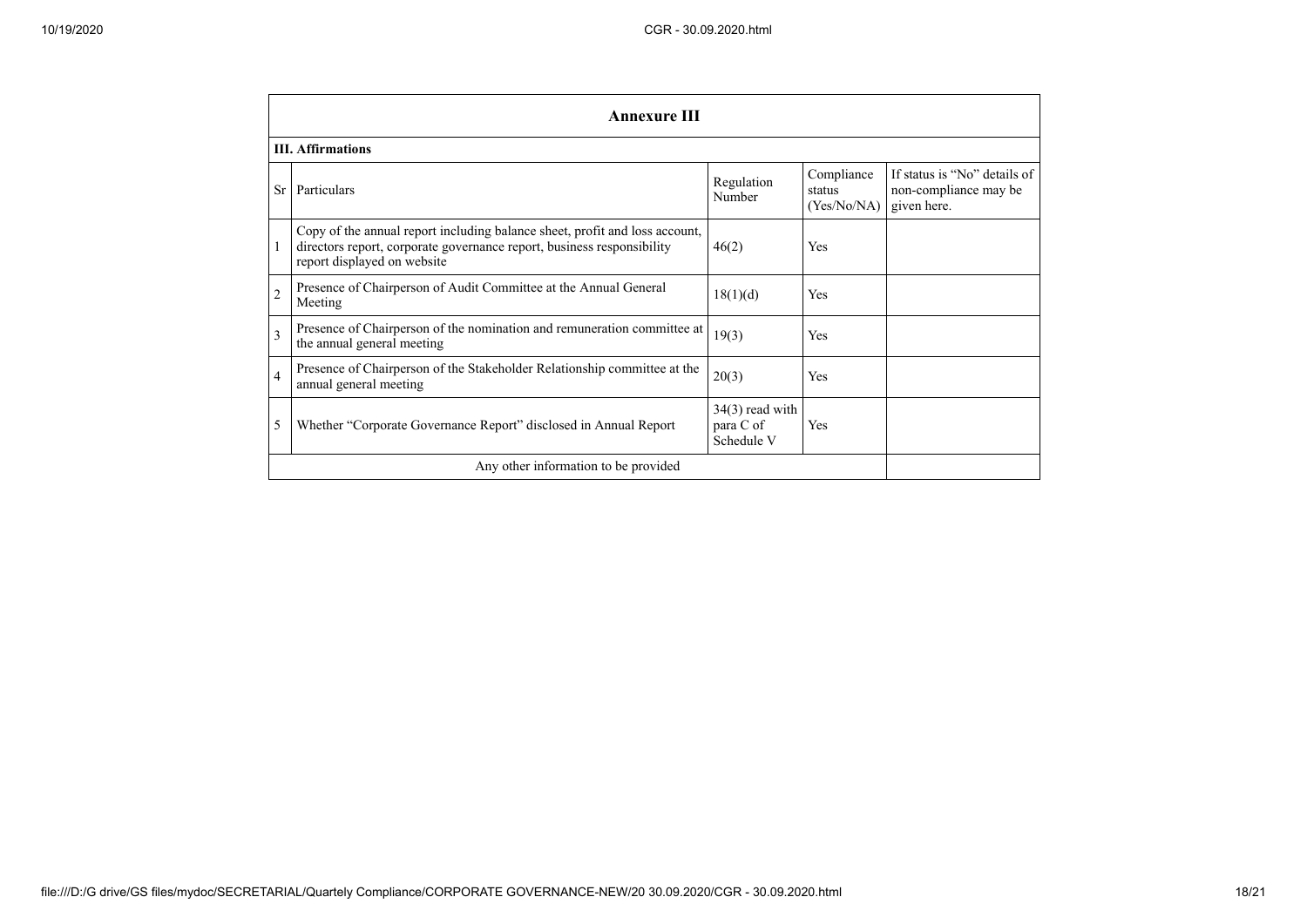## Annexure III

### III. Affirmations

| Sr | Particulars | Regulation Number | Compliance status (Yes/No/NA) | If status is "No" details of non-compliance may be given here. |
|---|---|---|---|---|
| 1 | Copy of the annual report including balance sheet, profit and loss account, directors report, corporate governance report, business responsibility report displayed on website | 46(2) | Yes | |
| 2 | Presence of Chairperson of Audit Committee at the Annual General Meeting | 18(1)(d) | Yes | |
| 3 | Presence of Chairperson of the nomination and remuneration committee at the annual general meeting | 19(3) | Yes | |
| 4 | Presence of Chairperson of the Stakeholder Relationship committee at the annual general meeting | 20(3) | Yes | |
| 5 | Whether "Corporate Governance Report" disclosed in Annual Report | 34(3) read with para C of Schedule V | Yes | |
| | Any other information to be provided | | | |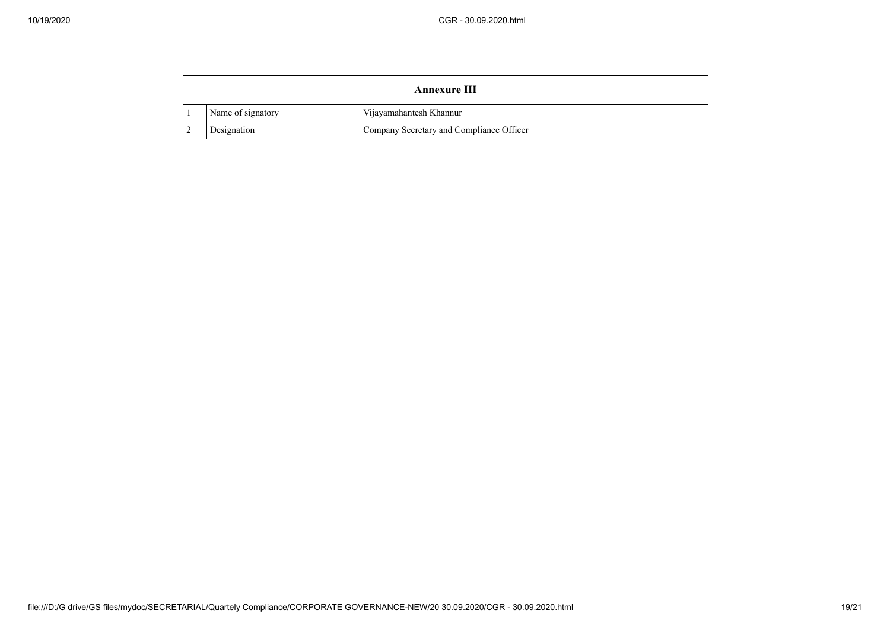| Annexure III | | |
|---|---|---|
| 1 | Name of signatory | Vijayamahantesh Khannur |
| 2 | Designation | Company Secretary and Compliance Officer |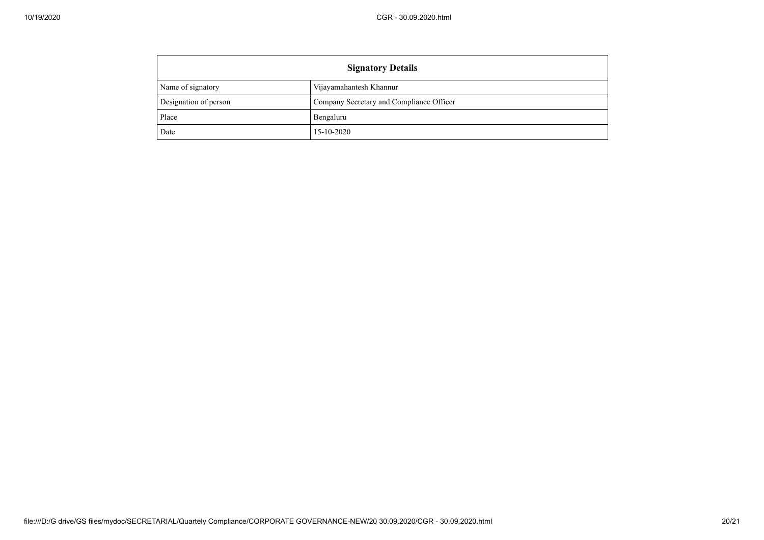| Signatory Details | |
|---|---|
| Name of signatory | Vijayamahantesh Khannur |
| Designation of person | Company Secretary and Compliance Officer |
| Place | Bengaluru |
| Date | 15-10-2020 |